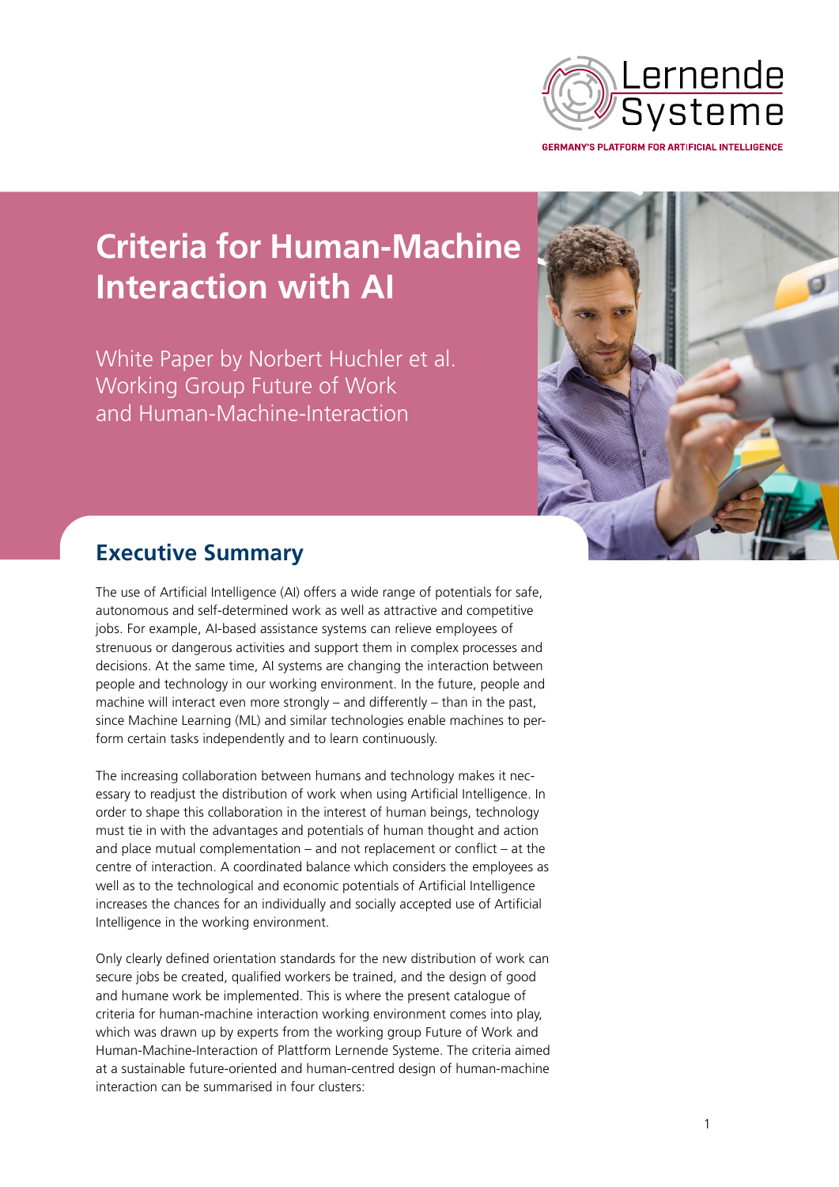Lernende Systeme

GERMANY'S PLATFORM FOR ARTIFICIAL INTELLIGENCE

# Criteria for Human-Machine Interaction with AI

White Paper by Norbert Huchler et al.
Working Group Future of Work
and Human-Machine-Interaction

## Executive Summary

The use of Artificial Intelligence (AI) offers a wide range of potentials for safe, autonomous and self-determined work as well as attractive and competitive jobs. For example, AI-based assistance systems can relieve employees of strenuous or dangerous activities and support them in complex processes and decisions. At the same time, AI systems are changing the interaction between people and technology in our working environment. In the future, people and machine will interact even more strongly – and differently – than in the past, since Machine Learning (ML) and similar technologies enable machines to perform certain tasks independently and to learn continuously.

The increasing collaboration between humans and technology makes it necessary to readjust the distribution of work when using Artificial Intelligence. In order to shape this collaboration in the interest of human beings, technology must tie in with the advantages and potentials of human thought and action and place mutual complementation – and not replacement or conflict – at the centre of interaction. A coordinated balance which considers the employees as well as to the technological and economic potentials of Artificial Intelligence increases the chances for an individually and socially accepted use of Artificial Intelligence in the working environment.

Only clearly defined orientation standards for the new distribution of work can secure jobs be created, qualified workers be trained, and the design of good and humane work be implemented. This is where the present catalogue of criteria for human-machine interaction working environment comes into play, which was drawn up by experts from the working group Future of Work and Human-Machine-Interaction of Plattform Lernende Systeme. The criteria aimed at a sustainable future-oriented and human-centred design of human-machine interaction can be summarised in four clusters: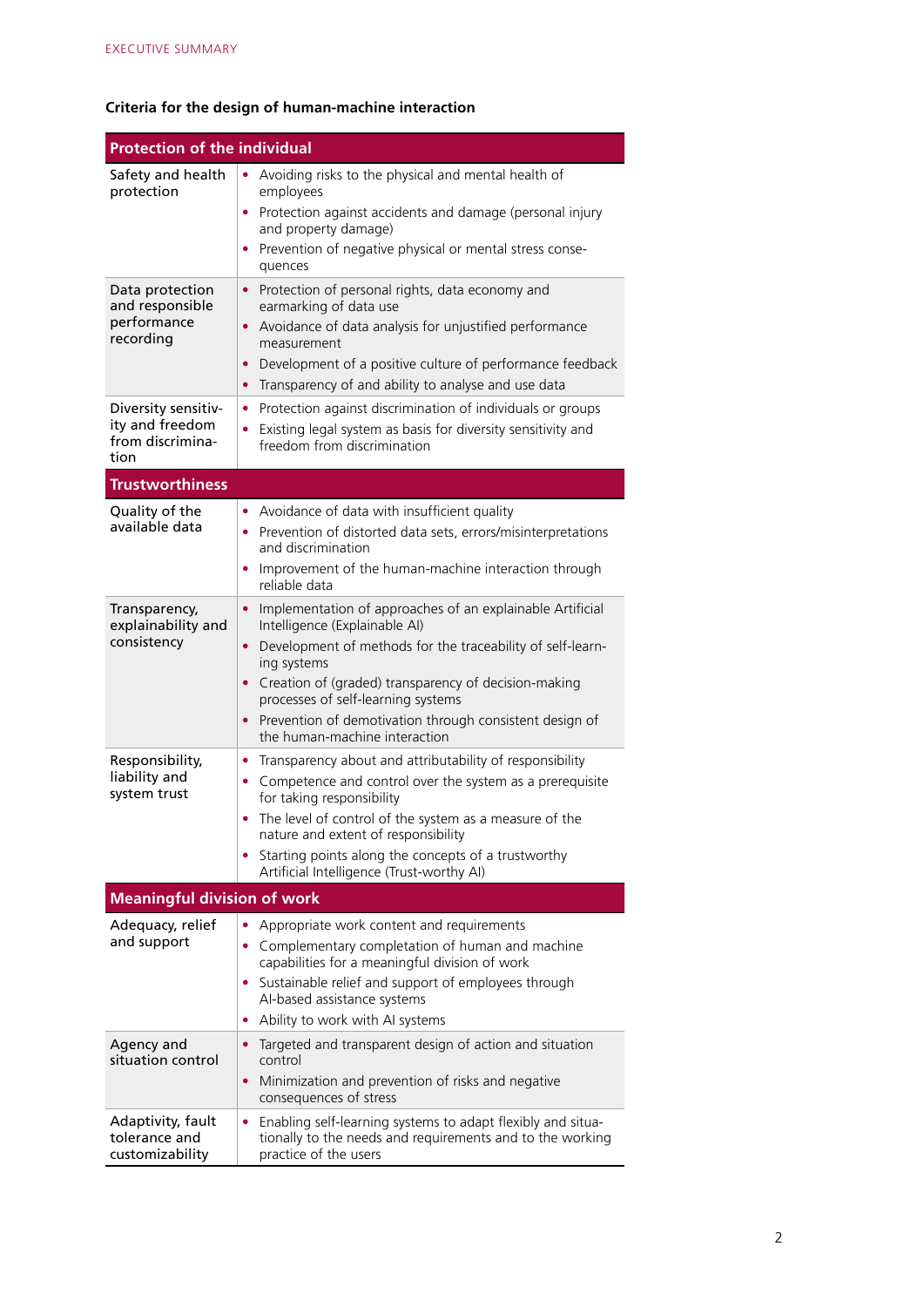**Criteria for the design of human-machine interaction**

| **Protection of the individual** | |
|---|---|
| Safety and health protection | • Avoiding risks to the physical and mental health of employees<br>• Protection against accidents and damage (personal injury and property damage)<br>• Prevention of negative physical or mental stress consequences |
| Data protection and responsible performance recording | • Protection of personal rights, data economy and earmarking of data use<br>• Avoidance of data analysis for unjustified performance measurement<br>• Development of a positive culture of performance feedback<br>• Transparency of and ability to analyse and use data |
| Diversity sensitivity and freedom from discrimination | • Protection against discrimination of individuals or groups<br>• Existing legal system as basis for diversity sensitivity and freedom from discrimination |
| **Trustworthiness** | |
| Quality of the available data | • Avoidance of data with insufficient quality<br>• Prevention of distorted data sets, errors/misinterpretations and discrimination<br>• Improvement of the human-machine interaction through reliable data |
| Transparency, explainability and consistency | • Implementation of approaches of an explainable Artificial Intelligence (Explainable AI)<br>• Development of methods for the traceability of self-learning systems<br>• Creation of (graded) transparency of decision-making processes of self-learning systems<br>• Prevention of demotivation through consistent design of the human-machine interaction |
| Responsibility, liability and system trust | • Transparency about and attributability of responsibility<br>• Competence and control over the system as a prerequisite for taking responsibility<br>• The level of control of the system as a measure of the nature and extent of responsibility<br>• Starting points along the concepts of a trustworthy Artificial Intelligence (Trust-worthy AI) |
| **Meaningful division of work** | |
| Adequacy, relief and support | • Appropriate work content and requirements<br>• Complementary completation of human and machine capabilities for a meaningful division of work<br>• Sustainable relief and support of employees through AI-based assistance systems<br>• Ability to work with AI systems |
| Agency and situation control | • Targeted and transparent design of action and situation control<br>• Minimization and prevention of risks and negative consequences of stress |
| Adaptivity, fault tolerance and customizability | • Enabling self-learning systems to adapt flexibly and situationally to the needs and requirements and to the working practice of the users |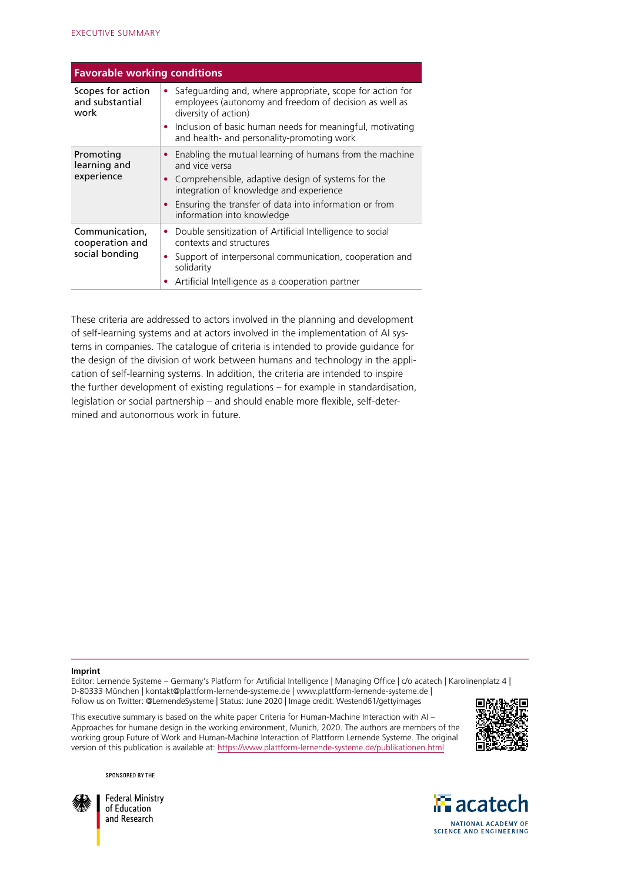| Favorable working conditions | |
|---|---|
| Scopes for action and substantial work | • Safeguarding and, where appropriate, scope for action for employees (autonomy and freedom of decision as well as diversity of action)<br>• Inclusion of basic human needs for meaningful, motivating and health- and personality-promoting work |
| Promoting learning and experience | • Enabling the mutual learning of humans from the machine and vice versa<br>• Comprehensible, adaptive design of systems for the integration of knowledge and experience<br>• Ensuring the transfer of data into information or from information into knowledge |
| Communication, cooperation and social bonding | • Double sensitization of Artificial Intelligence to social contexts and structures<br>• Support of interpersonal communication, cooperation and solidarity<br>• Artificial Intelligence as a cooperation partner |

These criteria are addressed to actors involved in the planning and development of self-learning systems and at actors involved in the implementation of AI systems in companies. The catalogue of criteria is intended to provide guidance for the design of the division of work between humans and technology in the application of self-learning systems. In addition, the criteria are intended to inspire the further development of existing regulations – for example in standardisation, legislation or social partnership – and should enable more flexible, self-determined and autonomous work in future.

**Imprint**

Editor: Lernende Systeme – Germany's Platform for Artificial Intelligence | Managing Office | c/o acatech | Karolinenplatz 4 | D-80333 München | kontakt@plattform-lernende-systeme.de | www.plattform-lernende-systeme.de | Follow us on Twitter: @LernendeSysteme | Status: June 2020 | Image credit: Westend61/gettyimages

This executive summary is based on the white paper Criteria for Human-Machine Interaction with AI – Approaches for humane design in the working environment, Munich, 2020. The authors are members of the working group Future of Work and Human-Machine Interaction of Plattform Lernende Systeme. The original version of this publication is available at: https://www.plattform-lernende-systeme.de/publikationen.html

SPONSORED BY THE

Federal Ministry of Education and Research

acatech

NATIONAL ACADEMY OF SCIENCE AND ENGINEERING